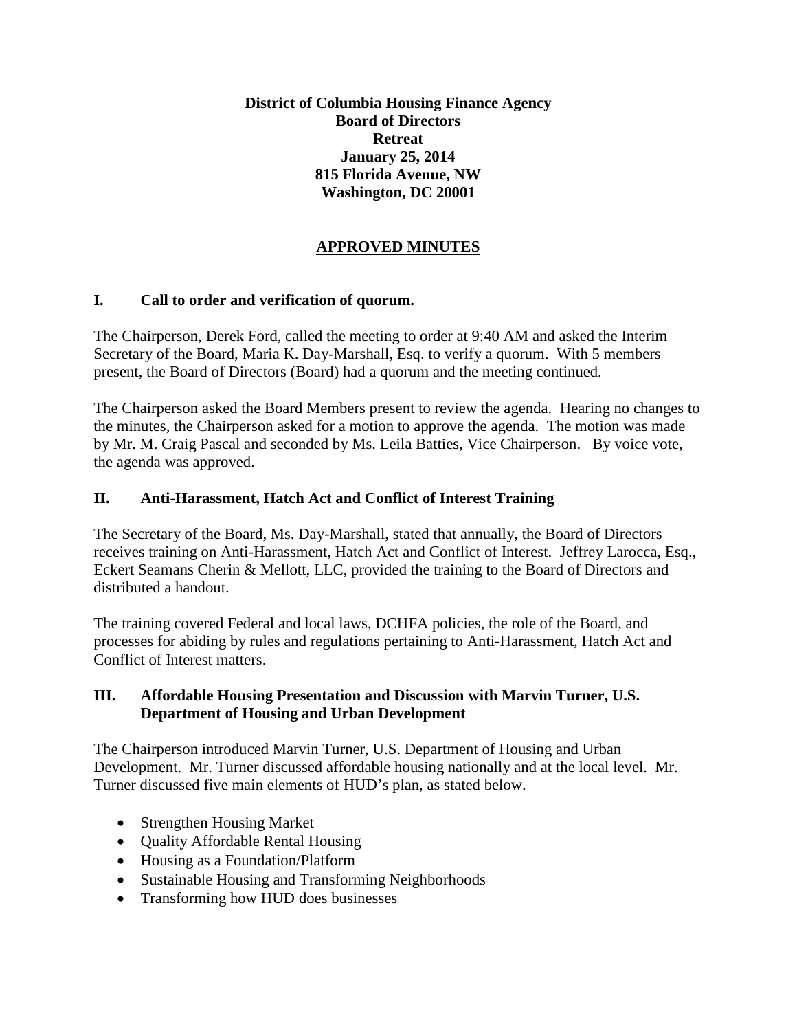**District of Columbia Housing Finance Agency**
**Board of Directors**
**Retreat**
**January 25, 2014**
**815 Florida Avenue, NW**
**Washington, DC 20001**

## APPROVED MINUTES

## I. Call to order and verification of quorum.

The Chairperson, Derek Ford, called the meeting to order at 9:40 AM and asked the Interim Secretary of the Board, Maria K. Day-Marshall, Esq. to verify a quorum. With 5 members present, the Board of Directors (Board) had a quorum and the meeting continued.

The Chairperson asked the Board Members present to review the agenda. Hearing no changes to the minutes, the Chairperson asked for a motion to approve the agenda. The motion was made by Mr. M. Craig Pascal and seconded by Ms. Leila Batties, Vice Chairperson. By voice vote, the agenda was approved.

## II. Anti-Harassment, Hatch Act and Conflict of Interest Training

The Secretary of the Board, Ms. Day-Marshall, stated that annually, the Board of Directors receives training on Anti-Harassment, Hatch Act and Conflict of Interest. Jeffrey Larocca, Esq., Eckert Seamans Cherin & Mellott, LLC, provided the training to the Board of Directors and distributed a handout.

The training covered Federal and local laws, DCHFA policies, the role of the Board, and processes for abiding by rules and regulations pertaining to Anti-Harassment, Hatch Act and Conflict of Interest matters.

## III. Affordable Housing Presentation and Discussion with Marvin Turner, U.S. Department of Housing and Urban Development

The Chairperson introduced Marvin Turner, U.S. Department of Housing and Urban Development. Mr. Turner discussed affordable housing nationally and at the local level. Mr. Turner discussed five main elements of HUD's plan, as stated below.

- Strengthen Housing Market
- Quality Affordable Rental Housing
- Housing as a Foundation/Platform
- Sustainable Housing and Transforming Neighborhoods
- Transforming how HUD does businesses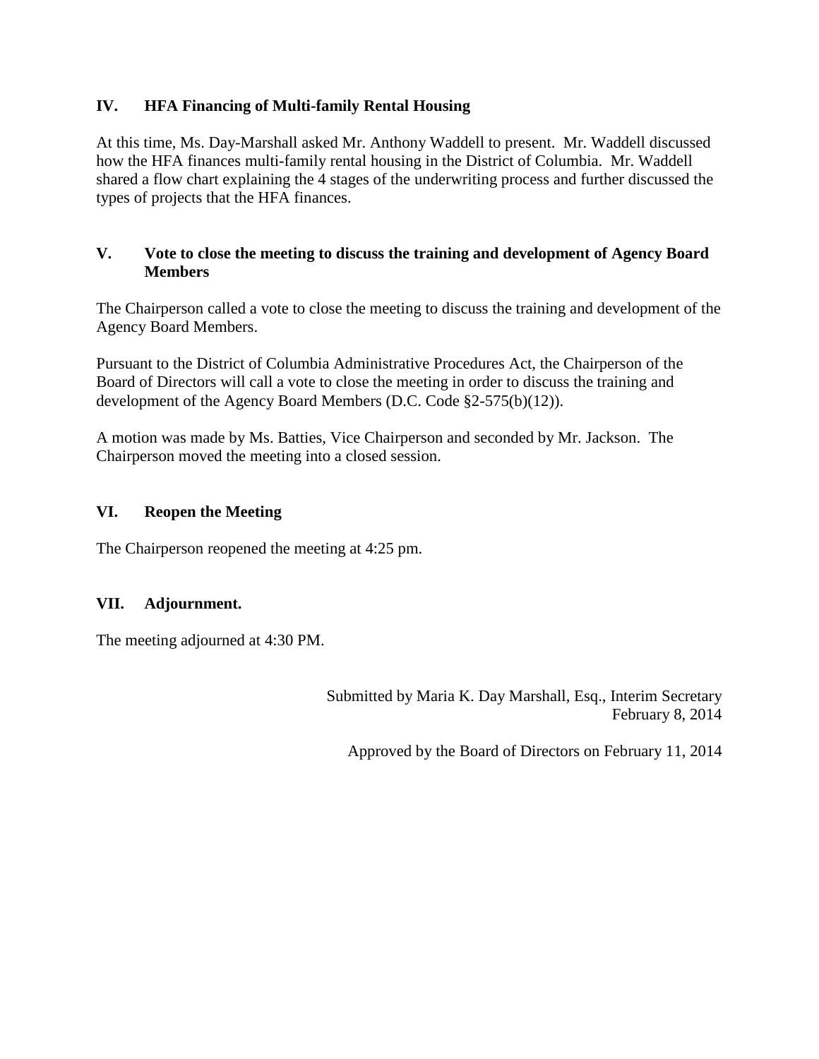## IV. HFA Financing of Multi-family Rental Housing

At this time, Ms. Day-Marshall asked Mr. Anthony Waddell to present. Mr. Waddell discussed how the HFA finances multi-family rental housing in the District of Columbia. Mr. Waddell shared a flow chart explaining the 4 stages of the underwriting process and further discussed the types of projects that the HFA finances.

## V. Vote to close the meeting to discuss the training and development of Agency Board Members

The Chairperson called a vote to close the meeting to discuss the training and development of the Agency Board Members.

Pursuant to the District of Columbia Administrative Procedures Act, the Chairperson of the Board of Directors will call a vote to close the meeting in order to discuss the training and development of the Agency Board Members (D.C. Code §2-575(b)(12)).

A motion was made by Ms. Batties, Vice Chairperson and seconded by Mr. Jackson. The Chairperson moved the meeting into a closed session.

## VI. Reopen the Meeting

The Chairperson reopened the meeting at 4:25 pm.

## VII. Adjournment.

The meeting adjourned at 4:30 PM.

Submitted by Maria K. Day Marshall, Esq., Interim Secretary
February 8, 2014

Approved by the Board of Directors on February 11, 2014